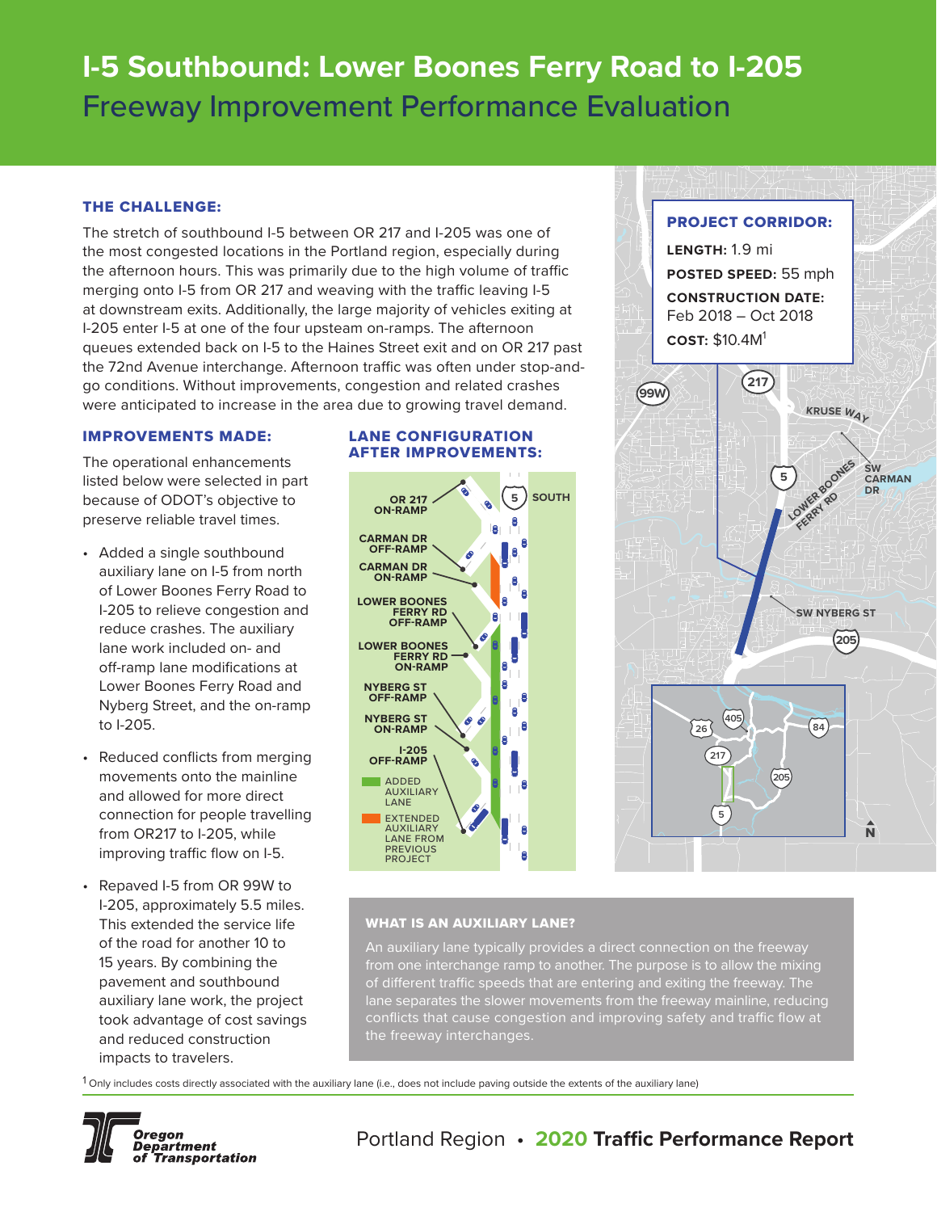# I-5 Southbound: Lower Boones Ferry Road to I-205

## Freeway Improvement Performance Evaluation

### THE CHALLENGE:

The stretch of southbound I-5 between OR 217 and I-205 was one of the most congested locations in the Portland region, especially during the afternoon hours. This was primarily due to the high volume of traffic merging onto I-5 from OR 217 and weaving with the traffic leaving I-5 at downstream exits. Additionally, the large majority of vehicles exiting at I-205 enter I-5 at one of the four upsteam on-ramps. The afternoon queues extended back on I-5 to the Haines Street exit and on OR 217 past the 72nd Avenue interchange. Afternoon traffic was often under stop-and-go conditions. Without improvements, congestion and related crashes were anticipated to increase in the area due to growing travel demand.

### PROJECT CORRIDOR:

**LENGTH:** 1.9 mi

**POSTED SPEED:** 55 mph

**CONSTRUCTION DATE:** Feb 2018 – Oct 2018

**COST:** $10.4M[1]

### IMPROVEMENTS MADE:

The operational enhancements listed below were selected in part because of ODOT's objective to preserve reliable travel times.

- Added a single southbound auxiliary lane on I-5 from north of Lower Boones Ferry Road to I-205 to relieve congestion and reduce crashes. The auxiliary lane work included on- and off-ramp lane modifications at Lower Boones Ferry Road and Nyberg Street, and the on-ramp to I-205.
- Reduced conflicts from merging movements onto the mainline and allowed for more direct connection for people travelling from OR217 to I-205, while improving traffic flow on I-5.
- Repaved I-5 from OR 99W to I-205, approximately 5.5 miles. This extended the service life of the road for another 10 to 15 years. By combining the pavement and southbound auxiliary lane work, the project took advantage of cost savings and reduced construction impacts to travelers.

### LANE CONFIGURATION AFTER IMPROVEMENTS:

OR 217 ON-RAMP; CARMAN DR OFF-RAMP; CARMAN DR ON-RAMP; LOWER BOONES FERRY RD OFF-RAMP; LOWER BOONES FERRY RD ON-RAMP; NYBERG ST OFF-RAMP; NYBERG ST ON-RAMP; I-205 OFF-RAMP

ADDED AUXILIARY LANE

EXTENDED AUXILIARY LANE FROM PREVIOUS PROJECT

### WHAT IS AN AUXILIARY LANE?

An auxiliary lane typically provides a direct connection on the freeway from one interchange ramp to another. The purpose is to allow the mixing of different traffic speeds that are entering and exiting the freeway. The lane separates the slower movements from the freeway mainline, reducing conflicts that cause congestion and improving safety and traffic flow at the freeway interchanges.

[1] Only includes costs directly associated with the auxiliary lane (i.e., does not include paving outside the extents of the auxiliary lane)

Oregon Department of Transportation

Portland Region • 2020 Traffic Performance Report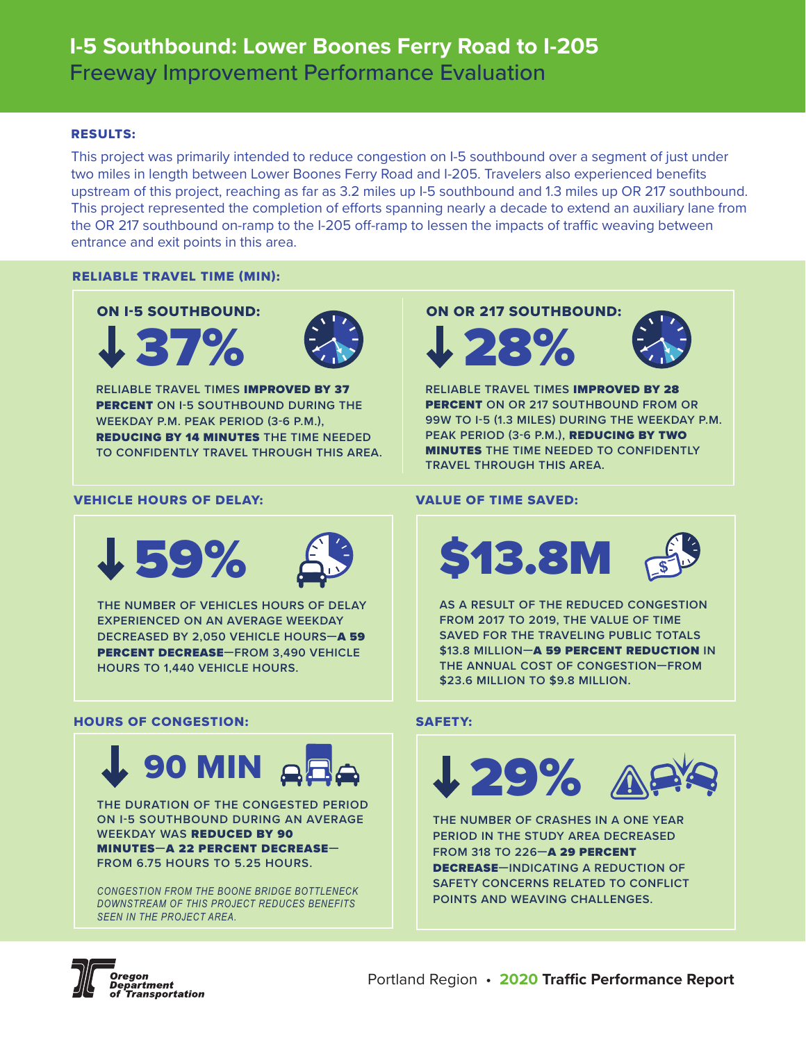# I-5 Southbound: Lower Boones Ferry Road to I-205

## Freeway Improvement Performance Evaluation

### RESULTS:

This project was primarily intended to reduce congestion on I-5 southbound over a segment of just under two miles in length between Lower Boones Ferry Road and I-205. Travelers also experienced benefits upstream of this project, reaching as far as 3.2 miles up I-5 southbound and 1.3 miles up OR 217 southbound. This project represented the completion of efforts spanning nearly a decade to extend an auxiliary lane from the OR 217 southbound on-ramp to the I-205 off-ramp to lessen the impacts of traffic weaving between entrance and exit points in this area.

### RELIABLE TRAVEL TIME (MIN):

**ON I-5 SOUTHBOUND:**

**↓ 37%**

RELIABLE TRAVEL TIMES **IMPROVED BY 37 PERCENT** ON I-5 SOUTHBOUND DURING THE WEEKDAY P.M. PEAK PERIOD (3-6 P.M.), **REDUCING BY 14 MINUTES** THE TIME NEEDED TO CONFIDENTLY TRAVEL THROUGH THIS AREA.

**ON OR 217 SOUTHBOUND:**

**↓ 28%**

RELIABLE TRAVEL TIMES **IMPROVED BY 28 PERCENT** ON OR 217 SOUTHBOUND FROM OR 99W TO I-5 (1.3 MILES) DURING THE WEEKDAY P.M. PEAK PERIOD (3-6 P.M.), **REDUCING BY TWO MINUTES** THE TIME NEEDED TO CONFIDENTLY TRAVEL THROUGH THIS AREA.

### VEHICLE HOURS OF DELAY:

**↓ 59%**

THE NUMBER OF VEHICLES HOURS OF DELAY EXPERIENCED ON AN AVERAGE WEEKDAY DECREASED BY 2,050 VEHICLE HOURS—**A 59 PERCENT DECREASE**—FROM 3,490 VEHICLE HOURS TO 1,440 VEHICLE HOURS.

### VALUE OF TIME SAVED:

**$13.8M**

AS A RESULT OF THE REDUCED CONGESTION FROM 2017 TO 2019, THE VALUE OF TIME SAVED FOR THE TRAVELING PUBLIC TOTALS $13.8 MILLION—**A 59 PERCENT REDUCTION** IN THE ANNUAL COST OF CONGESTION—FROM $23.6 MILLION TO $9.8 MILLION.

### HOURS OF CONGESTION:

**↓ 90 MIN**

THE DURATION OF THE CONGESTED PERIOD ON I-5 SOUTHBOUND DURING AN AVERAGE WEEKDAY WAS **REDUCED BY 90 MINUTES—A 22 PERCENT DECREASE**—FROM 6.75 HOURS TO 5.25 HOURS.

*CONGESTION FROM THE BOONE BRIDGE BOTTLENECK DOWNSTREAM OF THIS PROJECT REDUCES BENEFITS SEEN IN THE PROJECT AREA.*

### SAFETY:

**↓ 29%**

THE NUMBER OF CRASHES IN A ONE YEAR PERIOD IN THE STUDY AREA DECREASED FROM 318 TO 226—**A 29 PERCENT DECREASE**—INDICATING A REDUCTION OF SAFETY CONCERNS RELATED TO CONFLICT POINTS AND WEAVING CHALLENGES.